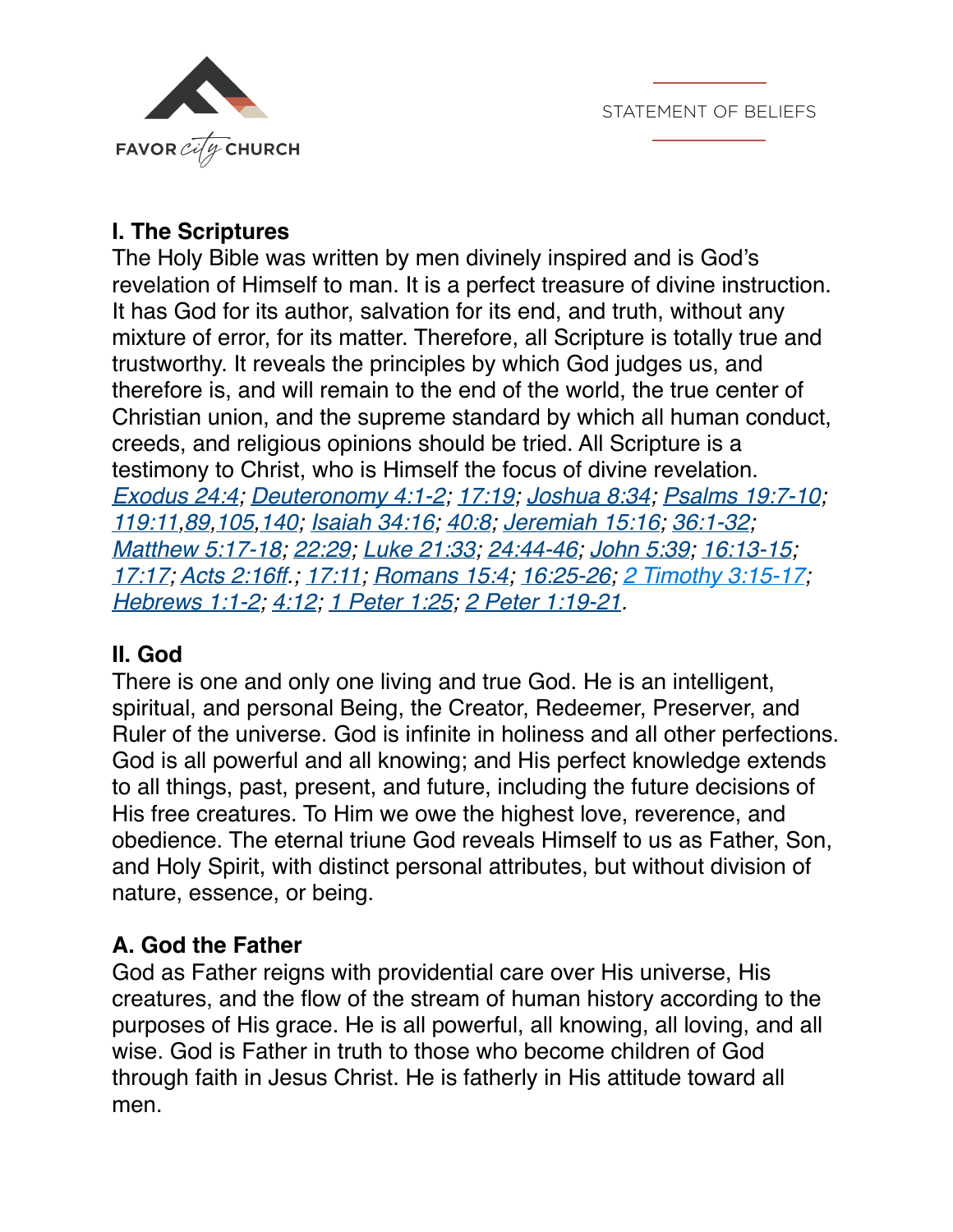FAVOR city CHURCH

STATEMENT OF BELIEFS

## I. The Scriptures

The Holy Bible was written by men divinely inspired and is God's revelation of Himself to man. It is a perfect treasure of divine instruction. It has God for its author, salvation for its end, and truth, without any mixture of error, for its matter. Therefore, all Scripture is totally true and trustworthy. It reveals the principles by which God judges us, and therefore is, and will remain to the end of the world, the true center of Christian union, and the supreme standard by which all human conduct, creeds, and religious opinions should be tried. All Scripture is a testimony to Christ, who is Himself the focus of divine revelation.
*Exodus 24:4; Deuteronomy 4:1-2; 17:19; Joshua 8:34; Psalms 19:7-10; 119:11,89,105,140; Isaiah 34:16; 40:8; Jeremiah 15:16; 36:1-32; Matthew 5:17-18; 22:29; Luke 21:33; 24:44-46; John 5:39; 16:13-15; 17:17; Acts 2:16ff.; 17:11; Romans 15:4; 16:25-26; 2 Timothy 3:15-17; Hebrews 1:1-2; 4:12; 1 Peter 1:25; 2 Peter 1:19-21.*

## II. God

There is one and only one living and true God. He is an intelligent, spiritual, and personal Being, the Creator, Redeemer, Preserver, and Ruler of the universe. God is infinite in holiness and all other perfections. God is all powerful and all knowing; and His perfect knowledge extends to all things, past, present, and future, including the future decisions of His free creatures. To Him we owe the highest love, reverence, and obedience. The eternal triune God reveals Himself to us as Father, Son, and Holy Spirit, with distinct personal attributes, but without division of nature, essence, or being.

### A. God the Father

God as Father reigns with providential care over His universe, His creatures, and the flow of the stream of human history according to the purposes of His grace. He is all powerful, all knowing, all loving, and all wise. God is Father in truth to those who become children of God through faith in Jesus Christ. He is fatherly in His attitude toward all men.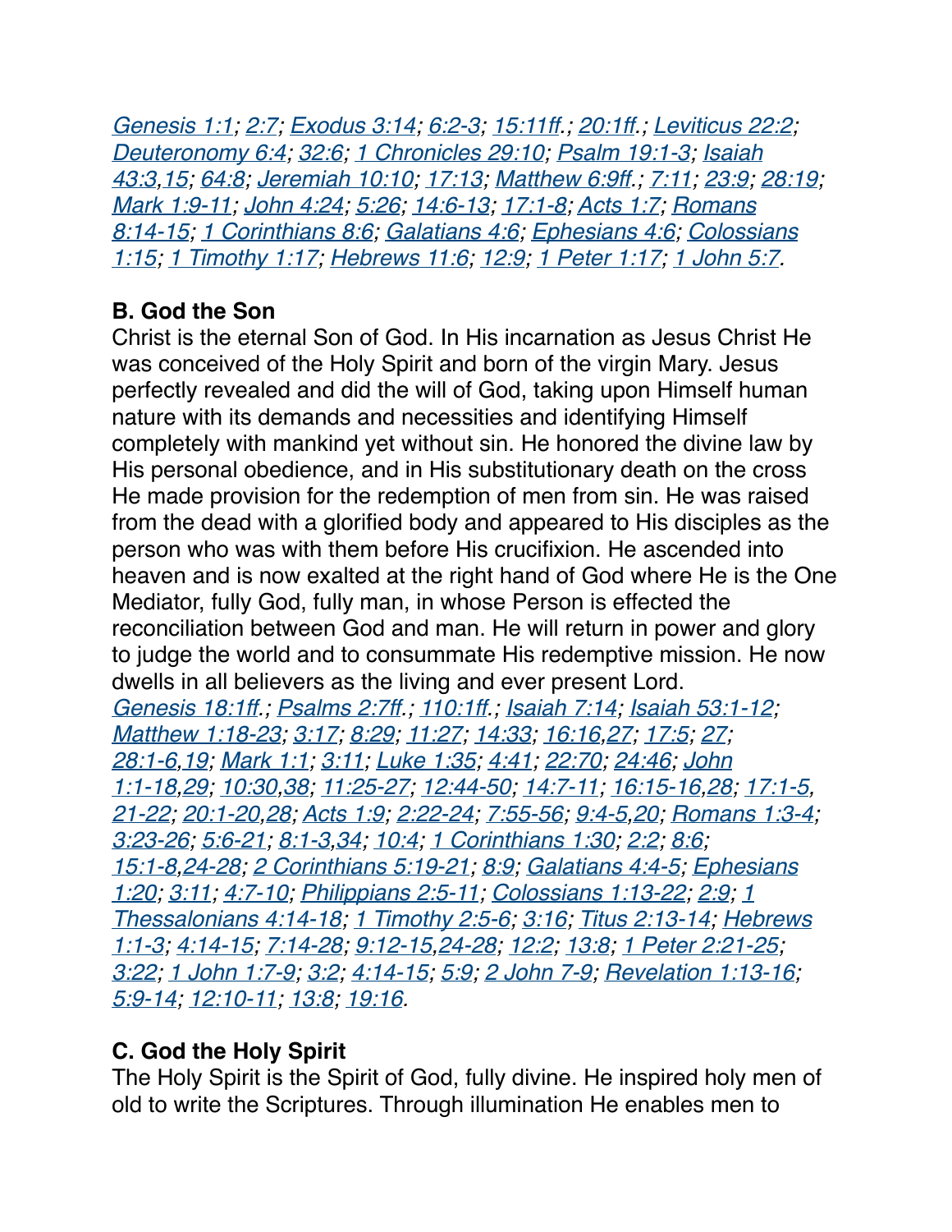*[Genesis 1:1](); [2:7](); [Exodus 3:14](); [6:2-3](); [15:11ff](). ; [20:1ff](). ; [Leviticus 22:2](); [Deuteronomy 6:4](); [32:6](); [1 Chronicles 29:10](); [Psalm 19:1-3](); [Isaiah 43:3](),[15](); [64:8](); [Jeremiah 10:10](); [17:13](); [Matthew 6:9ff](). ; [7:11](); [23:9](); [28:19](); [Mark 1:9-11](); [John 4:24](); [5:26](); [14:6-13](); [17:1-8](); [Acts 1:7](); [Romans 8:14-15](); [1 Corinthians 8:6](); [Galatians 4:6](); [Ephesians 4:6](); [Colossians 1:15](); [1 Timothy 1:17](); [Hebrews 11:6](); [12:9](); [1 Peter 1:17](); [1 John 5:7]().*

**B. God the Son**

Christ is the eternal Son of God. In His incarnation as Jesus Christ He was conceived of the Holy Spirit and born of the virgin Mary. Jesus perfectly revealed and did the will of God, taking upon Himself human nature with its demands and necessities and identifying Himself completely with mankind yet without sin. He honored the divine law by His personal obedience, and in His substitutionary death on the cross He made provision for the redemption of men from sin. He was raised from the dead with a glorified body and appeared to His disciples as the person who was with them before His crucifixion. He ascended into heaven and is now exalted at the right hand of God where He is the One Mediator, fully God, fully man, in whose Person is effected the reconciliation between God and man. He will return in power and glory to judge the world and to consummate His redemptive mission. He now dwells in all believers as the living and ever present Lord.

*[Genesis 18:1ff](). ; [Psalms 2:7ff](). ; [110:1ff](). ; [Isaiah 7:14](); [Isaiah 53:1-12](); [Matthew 1:18-23](); [3:17](); [8:29](); [11:27](); [14:33](); [16:16](),[27](); [17:5](); [27](); [28:1-6](),[19](); [Mark 1:1](); [3:11](); [Luke 1:35](); [4:41](); [22:70](); [24:46](); [John 1:1-18](),[29](); [10:30](),[38](); [11:25-27](); [12:44-50](); [14:7-11](); [16:15-16](),[28](); [17:1-5](), [21-22](); [20:1-20](),[28](); [Acts 1:9](); [2:22-24](); [7:55-56](); [9:4-5](),[20](); [Romans 1:3-4](); [3:23-26](); [5:6-21](); [8:1-3](),[34](); [10:4](); [1 Corinthians 1:30](); [2:2](); [8:6](); [15:1-8](),[24-28](); [2 Corinthians 5:19-21](); [8:9](); [Galatians 4:4-5](); [Ephesians 1:20](); [3:11](); [4:7-10](); [Philippians 2:5-11](); [Colossians 1:13-22](); [2:9](); [1 Thessalonians 4:14-18](); [1 Timothy 2:5-6](); [3:16](); [Titus 2:13-14](); [Hebrews 1:1-3](); [4:14-15](); [7:14-28](); [9:12-15](),[24-28](); [12:2](); [13:8](); [1 Peter 2:21-25](); [3:22](); [1 John 1:7-9](); [3:2](); [4:14-15](); [5:9](); [2 John 7-9](); [Revelation 1:13-16](); [5:9-14](); [12:10-11](); [13:8](); [19:16]().*

**C. God the Holy Spirit**

The Holy Spirit is the Spirit of God, fully divine. He inspired holy men of old to write the Scriptures. Through illumination He enables men to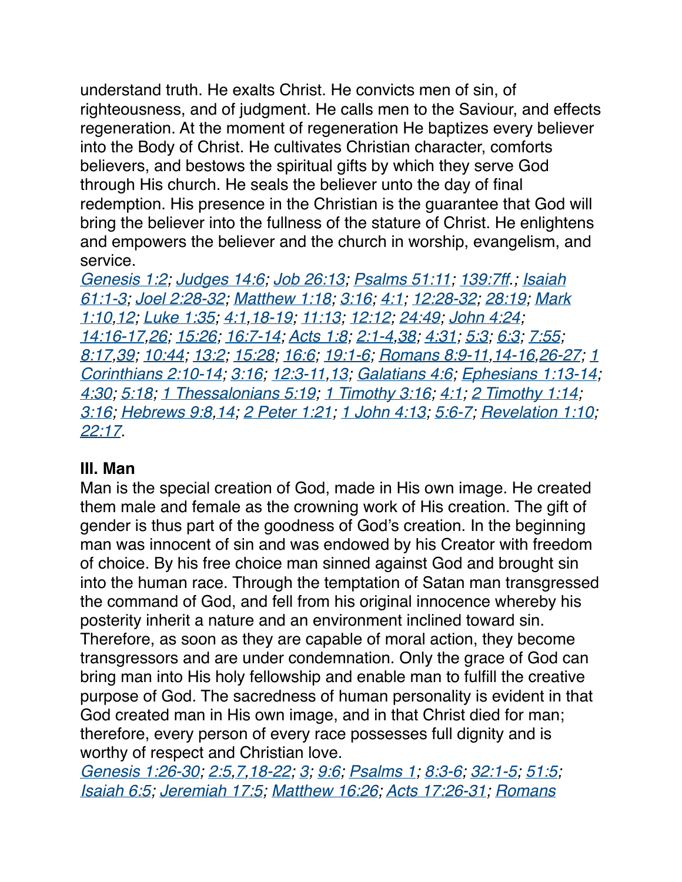understand truth. He exalts Christ. He convicts men of sin, of righteousness, and of judgment. He calls men to the Saviour, and effects regeneration. At the moment of regeneration He baptizes every believer into the Body of Christ. He cultivates Christian character, comforts believers, and bestows the spiritual gifts by which they serve God through His church. He seals the believer unto the day of final redemption. His presence in the Christian is the guarantee that God will bring the believer into the fullness of the stature of Christ. He enlightens and empowers the believer and the church in worship, evangelism, and service.

*Genesis 1:2; Judges 14:6; Job 26:13; Psalms 51:11; 139:7ff.; Isaiah 61:1-3; Joel 2:28-32; Matthew 1:18; 3:16; 4:1; 12:28-32; 28:19; Mark 1:10,12; Luke 1:35; 4:1,18-19; 11:13; 12:12; 24:49; John 4:24; 14:16-17,26; 15:26; 16:7-14; Acts 1:8; 2:1-4,38; 4:31; 5:3; 6:3; 7:55; 8:17,39; 10:44; 13:2; 15:28; 16:6; 19:1-6; Romans 8:9-11,14-16,26-27; 1 Corinthians 2:10-14; 3:16; 12:3-11,13; Galatians 4:6; Ephesians 1:13-14; 4:30; 5:18; 1 Thessalonians 5:19; 1 Timothy 3:16; 4:1; 2 Timothy 1:14; 3:16; Hebrews 9:8,14; 2 Peter 1:21; 1 John 4:13; 5:6-7; Revelation 1:10; 22:17.*

## III. Man

Man is the special creation of God, made in His own image. He created them male and female as the crowning work of His creation. The gift of gender is thus part of the goodness of God's creation. In the beginning man was innocent of sin and was endowed by his Creator with freedom of choice. By his free choice man sinned against God and brought sin into the human race. Through the temptation of Satan man transgressed the command of God, and fell from his original innocence whereby his posterity inherit a nature and an environment inclined toward sin. Therefore, as soon as they are capable of moral action, they become transgressors and are under condemnation. Only the grace of God can bring man into His holy fellowship and enable man to fulfill the creative purpose of God. The sacredness of human personality is evident in that God created man in His own image, and in that Christ died for man; therefore, every person of every race possesses full dignity and is worthy of respect and Christian love.

*Genesis 1:26-30; 2:5,7,18-22; 3; 9:6; Psalms 1; 8:3-6; 32:1-5; 51:5; Isaiah 6:5; Jeremiah 17:5; Matthew 16:26; Acts 17:26-31; Romans*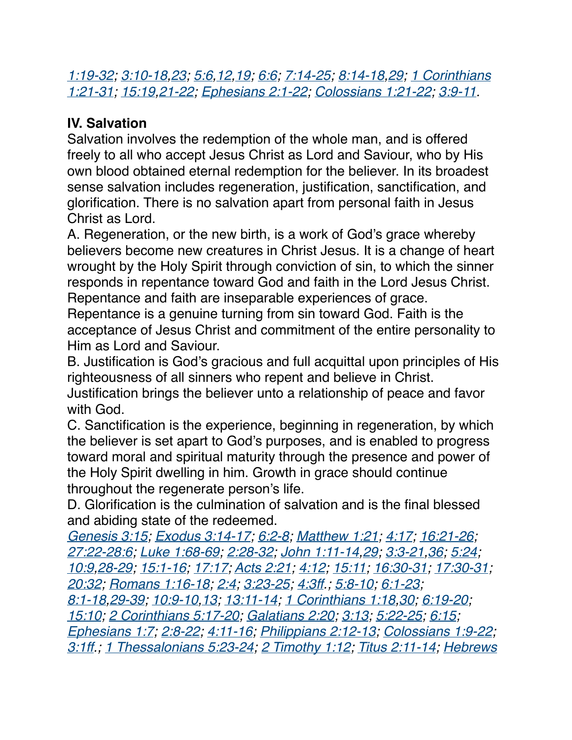*1:19-32; 3:10-18,23; 5:6,12,19; 6:6; 7:14-25; 8:14-18,29; 1 Corinthians 1:21-31; 15:19,21-22; Ephesians 2:1-22; Colossians 1:21-22; 3:9-11.*

**IV. Salvation**

Salvation involves the redemption of the whole man, and is offered freely to all who accept Jesus Christ as Lord and Saviour, who by His own blood obtained eternal redemption for the believer. In its broadest sense salvation includes regeneration, justification, sanctification, and glorification. There is no salvation apart from personal faith in Jesus Christ as Lord.

A. Regeneration, or the new birth, is a work of God's grace whereby believers become new creatures in Christ Jesus. It is a change of heart wrought by the Holy Spirit through conviction of sin, to which the sinner responds in repentance toward God and faith in the Lord Jesus Christ. Repentance and faith are inseparable experiences of grace. Repentance is a genuine turning from sin toward God. Faith is the acceptance of Jesus Christ and commitment of the entire personality to Him as Lord and Saviour.

B. Justification is God's gracious and full acquittal upon principles of His righteousness of all sinners who repent and believe in Christ. Justification brings the believer unto a relationship of peace and favor with God.

C. Sanctification is the experience, beginning in regeneration, by which the believer is set apart to God's purposes, and is enabled to progress toward moral and spiritual maturity through the presence and power of the Holy Spirit dwelling in him. Growth in grace should continue throughout the regenerate person's life.

D. Glorification is the culmination of salvation and is the final blessed and abiding state of the redeemed.

*Genesis 3:15; Exodus 3:14-17; 6:2-8; Matthew 1:21; 4:17; 16:21-26; 27:22-28:6; Luke 1:68-69; 2:28-32; John 1:11-14,29; 3:3-21,36; 5:24; 10:9,28-29; 15:1-16; 17:17; Acts 2:21; 4:12; 15:11; 16:30-31; 17:30-31; 20:32; Romans 1:16-18; 2:4; 3:23-25; 4:3ff.; 5:8-10; 6:1-23; 8:1-18,29-39; 10:9-10,13; 13:11-14; 1 Corinthians 1:18,30; 6:19-20; 15:10; 2 Corinthians 5:17-20; Galatians 2:20; 3:13; 5:22-25; 6:15; Ephesians 1:7; 2:8-22; 4:11-16; Philippians 2:12-13; Colossians 1:9-22; 3:1ff.; 1 Thessalonians 5:23-24; 2 Timothy 1:12; Titus 2:11-14; Hebrews*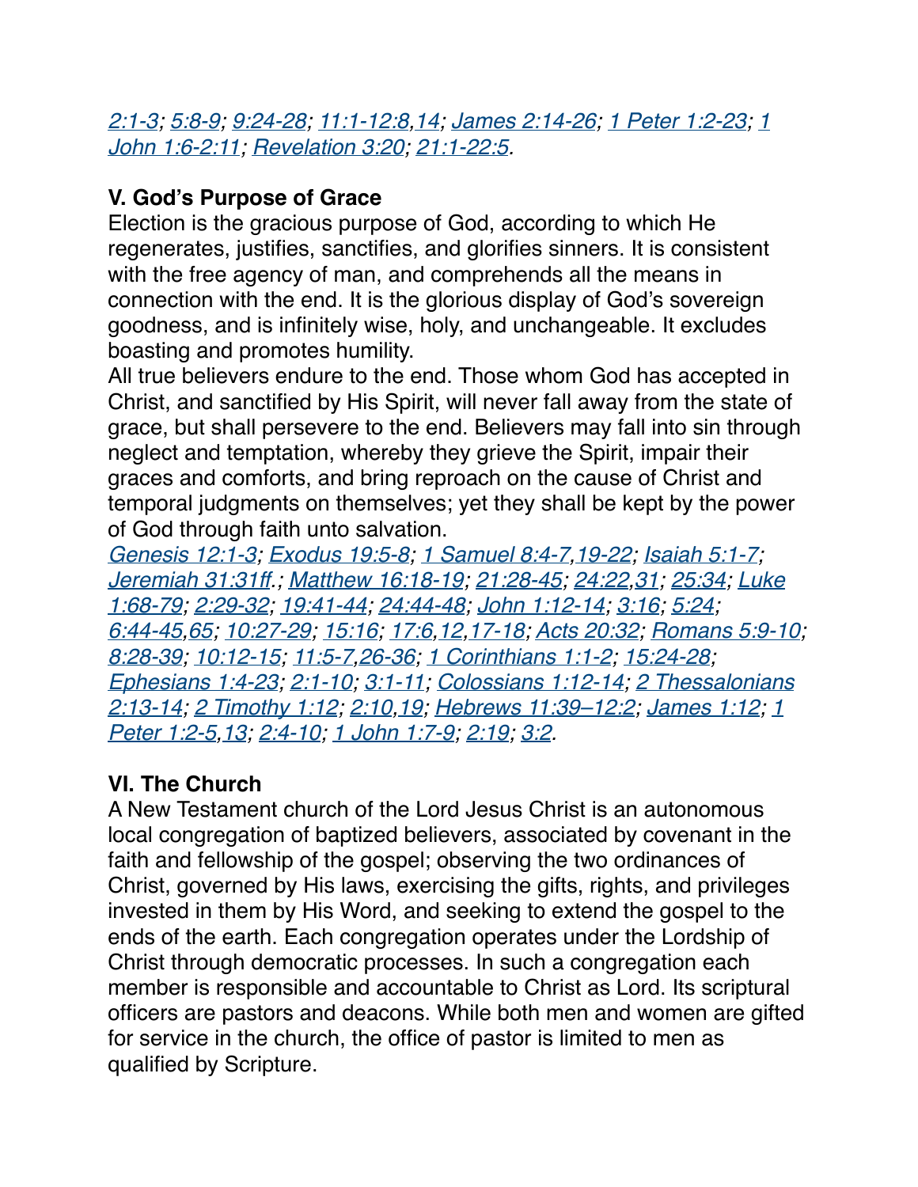*2:1-3; 5:8-9; 9:24-28; 11:1-12:8,14; James 2:14-26; 1 Peter 1:2-23; 1 John 1:6-2:11; Revelation 3:20; 21:1-22:5.*

**V. God's Purpose of Grace**

Election is the gracious purpose of God, according to which He regenerates, justifies, sanctifies, and glorifies sinners. It is consistent with the free agency of man, and comprehends all the means in connection with the end. It is the glorious display of God's sovereign goodness, and is infinitely wise, holy, and unchangeable. It excludes boasting and promotes humility.

All true believers endure to the end. Those whom God has accepted in Christ, and sanctified by His Spirit, will never fall away from the state of grace, but shall persevere to the end. Believers may fall into sin through neglect and temptation, whereby they grieve the Spirit, impair their graces and comforts, and bring reproach on the cause of Christ and temporal judgments on themselves; yet they shall be kept by the power of God through faith unto salvation.

*Genesis 12:1-3; Exodus 19:5-8; 1 Samuel 8:4-7,19-22; Isaiah 5:1-7; Jeremiah 31:31ff.; Matthew 16:18-19; 21:28-45; 24:22,31; 25:34; Luke 1:68-79; 2:29-32; 19:41-44; 24:44-48; John 1:12-14; 3:16; 5:24; 6:44-45,65; 10:27-29; 15:16; 17:6,12,17-18; Acts 20:32; Romans 5:9-10; 8:28-39; 10:12-15; 11:5-7,26-36; 1 Corinthians 1:1-2; 15:24-28; Ephesians 1:4-23; 2:1-10; 3:1-11; Colossians 1:12-14; 2 Thessalonians 2:13-14; 2 Timothy 1:12; 2:10,19; Hebrews 11:39–12:2; James 1:12; 1 Peter 1:2-5,13; 2:4-10; 1 John 1:7-9; 2:19; 3:2.*

**VI. The Church**

A New Testament church of the Lord Jesus Christ is an autonomous local congregation of baptized believers, associated by covenant in the faith and fellowship of the gospel; observing the two ordinances of Christ, governed by His laws, exercising the gifts, rights, and privileges invested in them by His Word, and seeking to extend the gospel to the ends of the earth. Each congregation operates under the Lordship of Christ through democratic processes. In such a congregation each member is responsible and accountable to Christ as Lord. Its scriptural officers are pastors and deacons. While both men and women are gifted for service in the church, the office of pastor is limited to men as qualified by Scripture.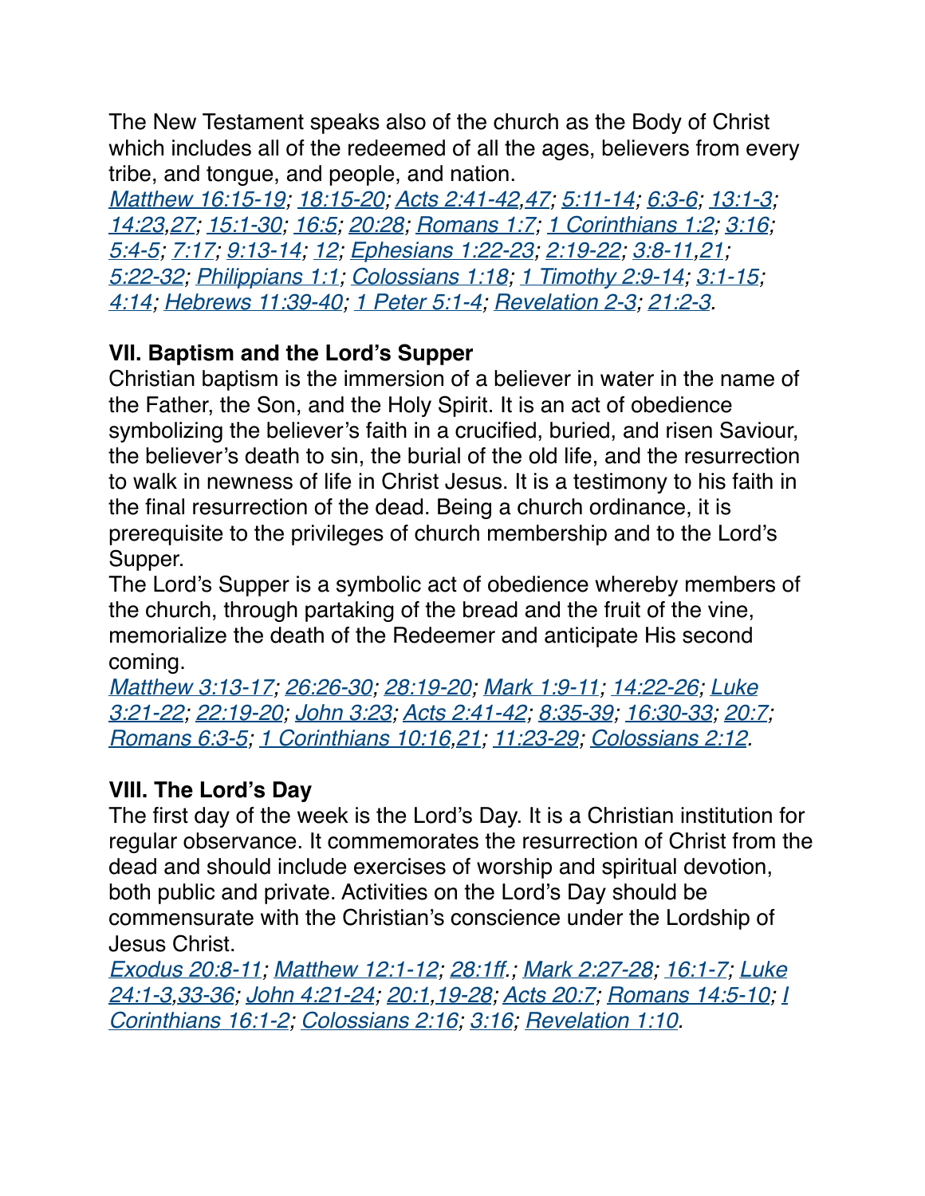The New Testament speaks also of the church as the Body of Christ which includes all of the redeemed of all the ages, believers from every tribe, and tongue, and people, and nation.
*Matthew 16:15-19; 18:15-20; Acts 2:41-42,47; 5:11-14; 6:3-6; 13:1-3; 14:23,27; 15:1-30; 16:5; 20:28; Romans 1:7; 1 Corinthians 1:2; 3:16; 5:4-5; 7:17; 9:13-14; 12; Ephesians 1:22-23; 2:19-22; 3:8-11,21; 5:22-32; Philippians 1:1; Colossians 1:18; 1 Timothy 2:9-14; 3:1-15; 4:14; Hebrews 11:39-40; 1 Peter 5:1-4; Revelation 2-3; 21:2-3.*

## VII. Baptism and the Lord's Supper

Christian baptism is the immersion of a believer in water in the name of the Father, the Son, and the Holy Spirit. It is an act of obedience symbolizing the believer's faith in a crucified, buried, and risen Saviour, the believer's death to sin, the burial of the old life, and the resurrection to walk in newness of life in Christ Jesus. It is a testimony to his faith in the final resurrection of the dead. Being a church ordinance, it is prerequisite to the privileges of church membership and to the Lord's Supper.
The Lord's Supper is a symbolic act of obedience whereby members of the church, through partaking of the bread and the fruit of the vine, memorialize the death of the Redeemer and anticipate His second coming.
*Matthew 3:13-17; 26:26-30; 28:19-20; Mark 1:9-11; 14:22-26; Luke 3:21-22; 22:19-20; John 3:23; Acts 2:41-42; 8:35-39; 16:30-33; 20:7; Romans 6:3-5; 1 Corinthians 10:16,21; 11:23-29; Colossians 2:12.*

## VIII. The Lord's Day

The first day of the week is the Lord's Day. It is a Christian institution for regular observance. It commemorates the resurrection of Christ from the dead and should include exercises of worship and spiritual devotion, both public and private. Activities on the Lord's Day should be commensurate with the Christian's conscience under the Lordship of Jesus Christ.
*Exodus 20:8-11; Matthew 12:1-12; 28:1ff.; Mark 2:27-28; 16:1-7; Luke 24:1-3,33-36; John 4:21-24; 20:1,19-28; Acts 20:7; Romans 14:5-10; I Corinthians 16:1-2; Colossians 2:16; 3:16; Revelation 1:10.*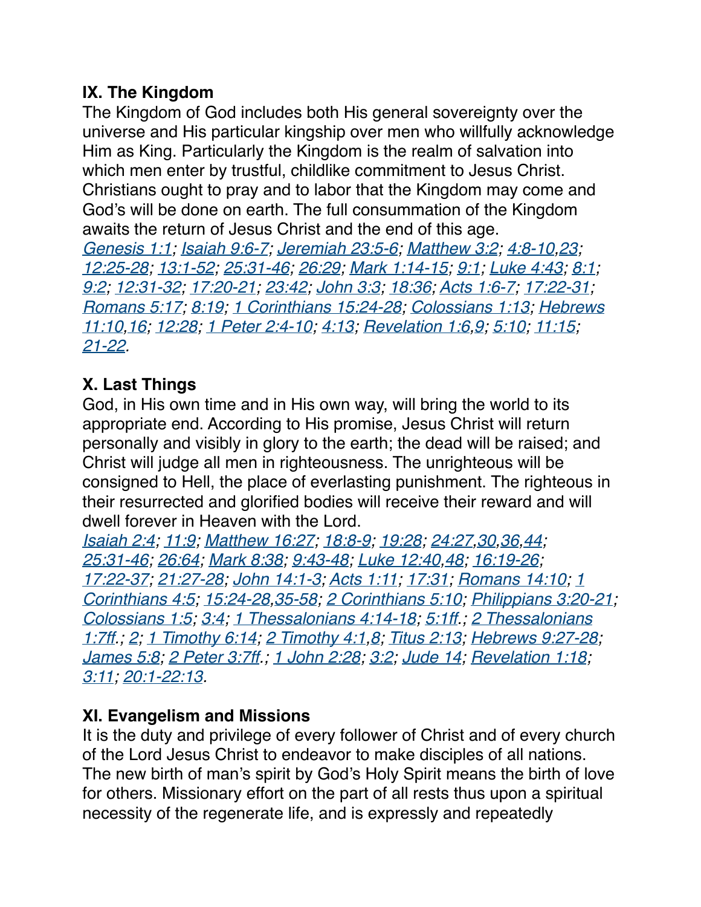### IX. The Kingdom

The Kingdom of God includes both His general sovereignty over the universe and His particular kingship over men who willfully acknowledge Him as King. Particularly the Kingdom is the realm of salvation into which men enter by trustful, childlike commitment to Jesus Christ. Christians ought to pray and to labor that the Kingdom may come and God's will be done on earth. The full consummation of the Kingdom awaits the return of Jesus Christ and the end of this age.

*Genesis 1:1; Isaiah 9:6-7; Jeremiah 23:5-6; Matthew 3:2; 4:8-10,23; 12:25-28; 13:1-52; 25:31-46; 26:29; Mark 1:14-15; 9:1; Luke 4:43; 8:1; 9:2; 12:31-32; 17:20-21; 23:42; John 3:3; 18:36; Acts 1:6-7; 17:22-31; Romans 5:17; 8:19; 1 Corinthians 15:24-28; Colossians 1:13; Hebrews 11:10,16; 12:28; 1 Peter 2:4-10; 4:13; Revelation 1:6,9; 5:10; 11:15; 21-22.*

### X. Last Things

God, in His own time and in His own way, will bring the world to its appropriate end. According to His promise, Jesus Christ will return personally and visibly in glory to the earth; the dead will be raised; and Christ will judge all men in righteousness. The unrighteous will be consigned to Hell, the place of everlasting punishment. The righteous in their resurrected and glorified bodies will receive their reward and will dwell forever in Heaven with the Lord.

*Isaiah 2:4; 11:9; Matthew 16:27; 18:8-9; 19:28; 24:27,30,36,44; 25:31-46; 26:64; Mark 8:38; 9:43-48; Luke 12:40,48; 16:19-26; 17:22-37; 21:27-28; John 14:1-3; Acts 1:11; 17:31; Romans 14:10; 1 Corinthians 4:5; 15:24-28,35-58; 2 Corinthians 5:10; Philippians 3:20-21; Colossians 1:5; 3:4; 1 Thessalonians 4:14-18; 5:1ff.; 2 Thessalonians 1:7ff.; 2; 1 Timothy 6:14; 2 Timothy 4:1,8; Titus 2:13; Hebrews 9:27-28; James 5:8; 2 Peter 3:7ff.; 1 John 2:28; 3:2; Jude 14; Revelation 1:18; 3:11; 20:1-22:13.*

### XI. Evangelism and Missions

It is the duty and privilege of every follower of Christ and of every church of the Lord Jesus Christ to endeavor to make disciples of all nations. The new birth of man's spirit by God's Holy Spirit means the birth of love for others. Missionary effort on the part of all rests thus upon a spiritual necessity of the regenerate life, and is expressly and repeatedly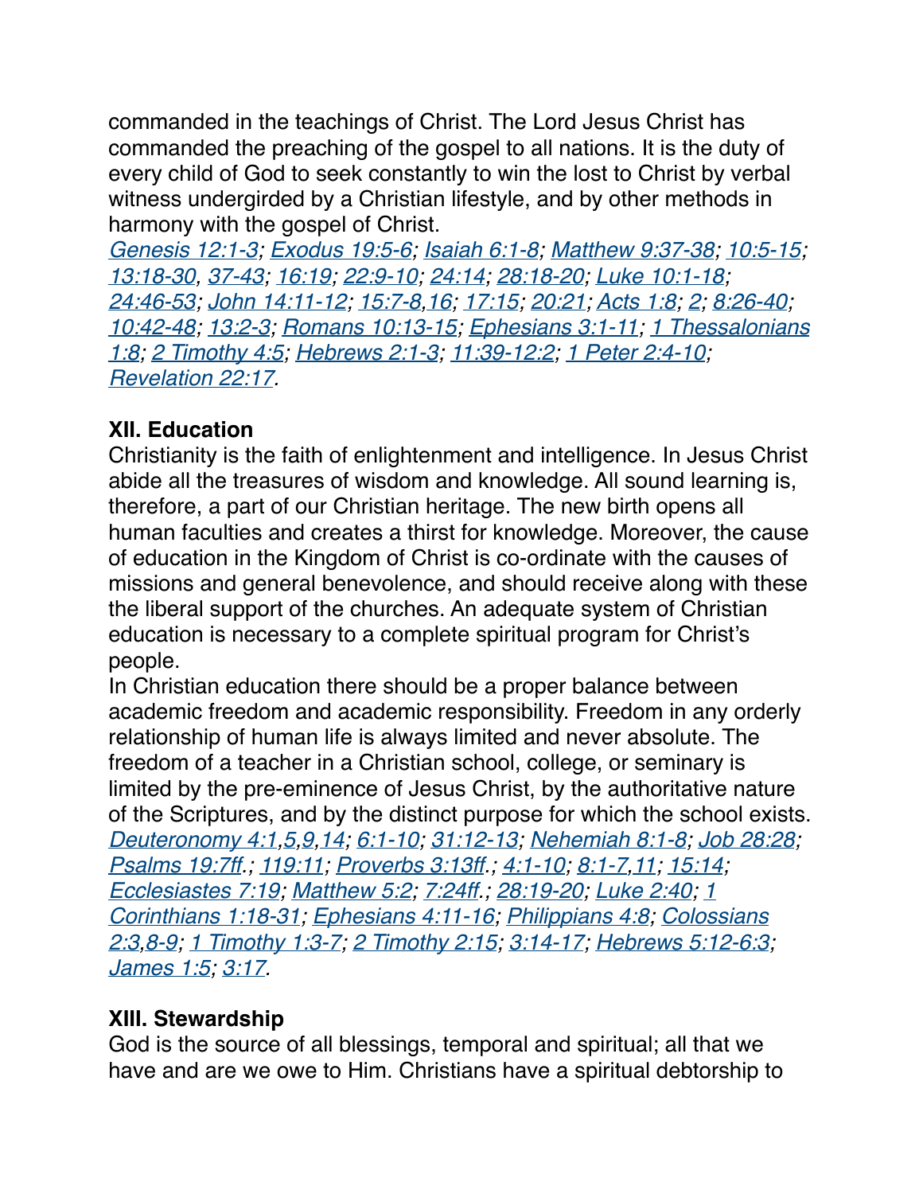commanded in the teachings of Christ. The Lord Jesus Christ has commanded the preaching of the gospel to all nations. It is the duty of every child of God to seek constantly to win the lost to Christ by verbal witness undergirded by a Christian lifestyle, and by other methods in harmony with the gospel of Christ.
*Genesis 12:1-3; Exodus 19:5-6; Isaiah 6:1-8; Matthew 9:37-38; 10:5-15; 13:18-30, 37-43; 16:19; 22:9-10; 24:14; 28:18-20; Luke 10:1-18; 24:46-53; John 14:11-12; 15:7-8,16; 17:15; 20:21; Acts 1:8; 2; 8:26-40; 10:42-48; 13:2-3; Romans 10:13-15; Ephesians 3:1-11; 1 Thessalonians 1:8; 2 Timothy 4:5; Hebrews 2:1-3; 11:39-12:2; 1 Peter 2:4-10; Revelation 22:17.*

### XII. Education

Christianity is the faith of enlightenment and intelligence. In Jesus Christ abide all the treasures of wisdom and knowledge. All sound learning is, therefore, a part of our Christian heritage. The new birth opens all human faculties and creates a thirst for knowledge. Moreover, the cause of education in the Kingdom of Christ is co-ordinate with the causes of missions and general benevolence, and should receive along with these the liberal support of the churches. An adequate system of Christian education is necessary to a complete spiritual program for Christ's people.
In Christian education there should be a proper balance between academic freedom and academic responsibility. Freedom in any orderly relationship of human life is always limited and never absolute. The freedom of a teacher in a Christian school, college, or seminary is limited by the pre-eminence of Jesus Christ, by the authoritative nature of the Scriptures, and by the distinct purpose for which the school exists.
*Deuteronomy 4:1,5,9,14; 6:1-10; 31:12-13; Nehemiah 8:1-8; Job 28:28; Psalms 19:7ff.; 119:11; Proverbs 3:13ff.; 4:1-10; 8:1-7,11; 15:14; Ecclesiastes 7:19; Matthew 5:2; 7:24ff.; 28:19-20; Luke 2:40; 1 Corinthians 1:18-31; Ephesians 4:11-16; Philippians 4:8; Colossians 2:3,8-9; 1 Timothy 1:3-7; 2 Timothy 2:15; 3:14-17; Hebrews 5:12-6:3; James 1:5; 3:17.*

### XIII. Stewardship

God is the source of all blessings, temporal and spiritual; all that we have and are we owe to Him. Christians have a spiritual debtorship to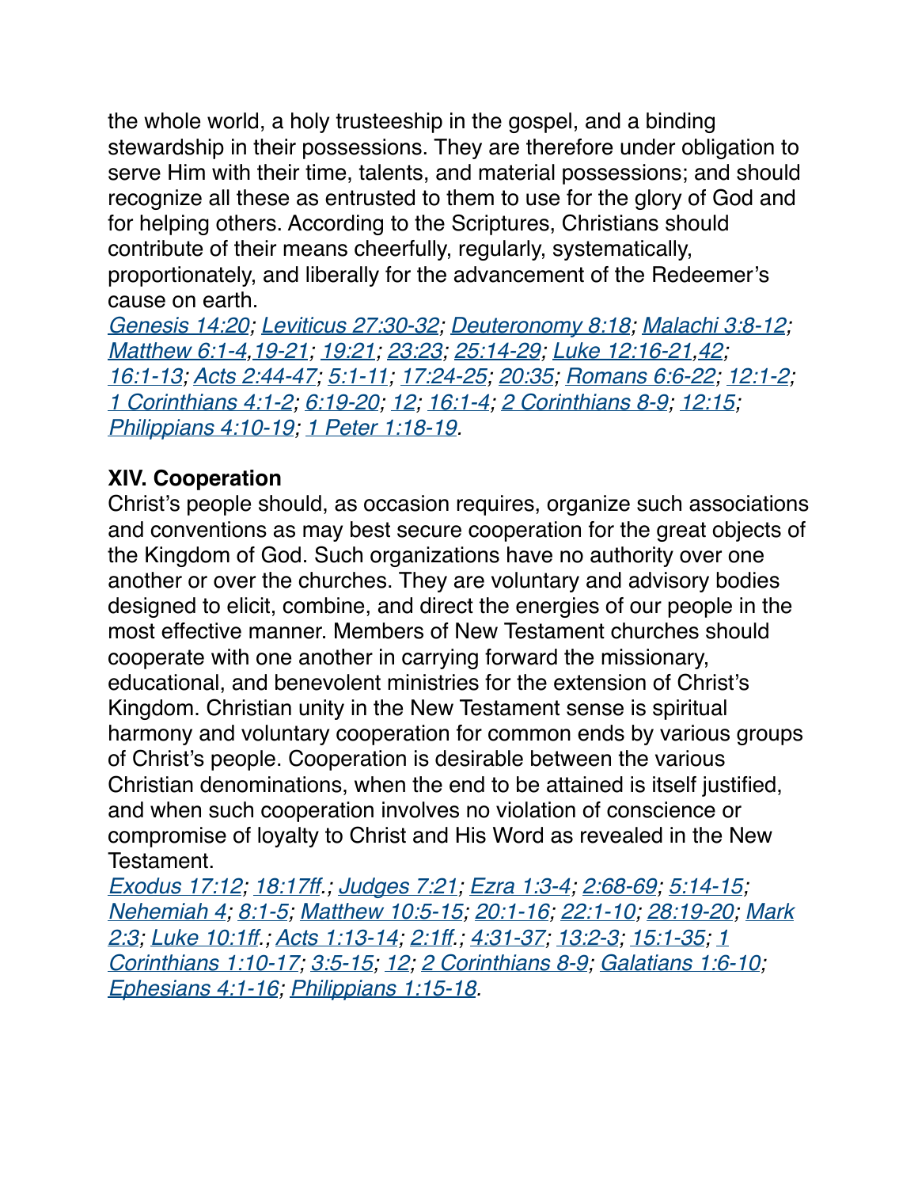the whole world, a holy trusteeship in the gospel, and a binding stewardship in their possessions. They are therefore under obligation to serve Him with their time, talents, and material possessions; and should recognize all these as entrusted to them to use for the glory of God and for helping others. According to the Scriptures, Christians should contribute of their means cheerfully, regularly, systematically, proportionately, and liberally for the advancement of the Redeemer's cause on earth.

*Genesis 14:20; Leviticus 27:30-32; Deuteronomy 8:18; Malachi 3:8-12; Matthew 6:1-4,19-21; 19:21; 23:23; 25:14-29; Luke 12:16-21,42; 16:1-13; Acts 2:44-47; 5:1-11; 17:24-25; 20:35; Romans 6:6-22; 12:1-2; 1 Corinthians 4:1-2; 6:19-20; 12; 16:1-4; 2 Corinthians 8-9; 12:15; Philippians 4:10-19; 1 Peter 1:18-19.*

**XIV. Cooperation**

Christ's people should, as occasion requires, organize such associations and conventions as may best secure cooperation for the great objects of the Kingdom of God. Such organizations have no authority over one another or over the churches. They are voluntary and advisory bodies designed to elicit, combine, and direct the energies of our people in the most effective manner. Members of New Testament churches should cooperate with one another in carrying forward the missionary, educational, and benevolent ministries for the extension of Christ's Kingdom. Christian unity in the New Testament sense is spiritual harmony and voluntary cooperation for common ends by various groups of Christ's people. Cooperation is desirable between the various Christian denominations, when the end to be attained is itself justified, and when such cooperation involves no violation of conscience or compromise of loyalty to Christ and His Word as revealed in the New Testament.

*Exodus 17:12; 18:17ff.; Judges 7:21; Ezra 1:3-4; 2:68-69; 5:14-15; Nehemiah 4; 8:1-5; Matthew 10:5-15; 20:1-16; 22:1-10; 28:19-20; Mark 2:3; Luke 10:1ff.; Acts 1:13-14; 2:1ff.; 4:31-37; 13:2-3; 15:1-35; 1 Corinthians 1:10-17; 3:5-15; 12; 2 Corinthians 8-9; Galatians 1:6-10; Ephesians 4:1-16; Philippians 1:15-18.*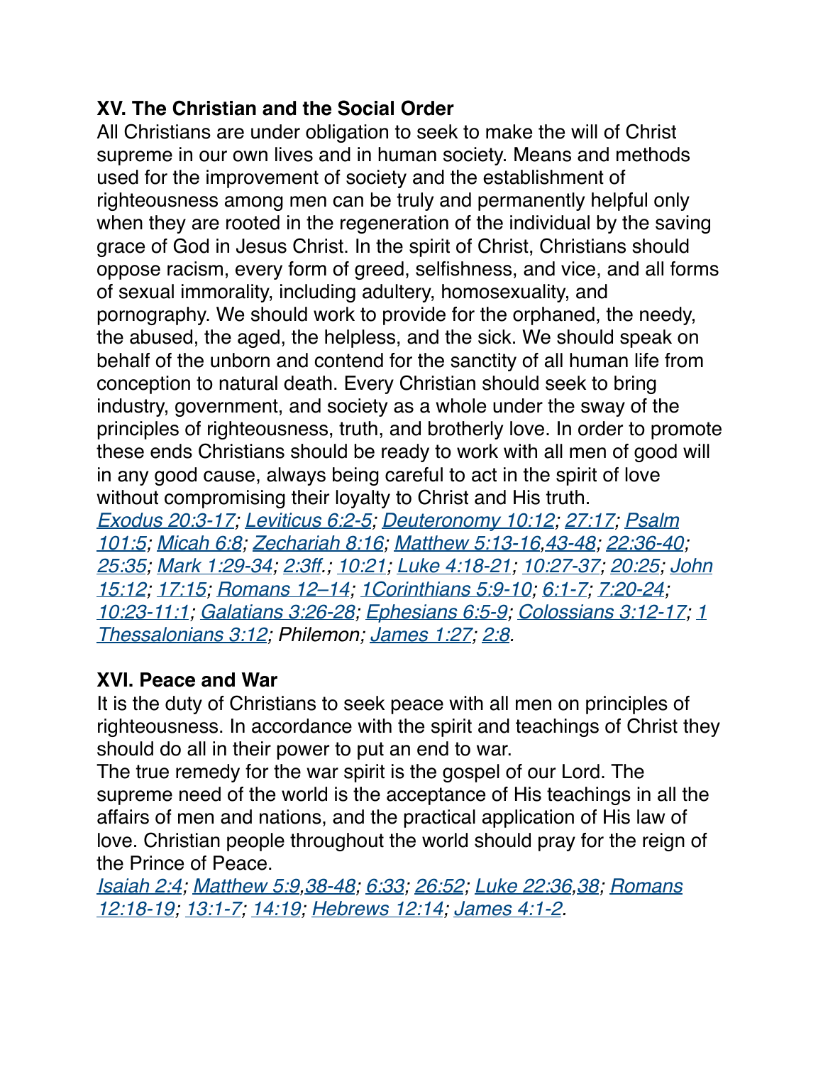## XV. The Christian and the Social Order

All Christians are under obligation to seek to make the will of Christ supreme in our own lives and in human society. Means and methods used for the improvement of society and the establishment of righteousness among men can be truly and permanently helpful only when they are rooted in the regeneration of the individual by the saving grace of God in Jesus Christ. In the spirit of Christ, Christians should oppose racism, every form of greed, selfishness, and vice, and all forms of sexual immorality, including adultery, homosexuality, and pornography. We should work to provide for the orphaned, the needy, the abused, the aged, the helpless, and the sick. We should speak on behalf of the unborn and contend for the sanctity of all human life from conception to natural death. Every Christian should seek to bring industry, government, and society as a whole under the sway of the principles of righteousness, truth, and brotherly love. In order to promote these ends Christians should be ready to work with all men of good will in any good cause, always being careful to act in the spirit of love without compromising their loyalty to Christ and His truth.

*Exodus 20:3-17; Leviticus 6:2-5; Deuteronomy 10:12; 27:17; Psalm 101:5; Micah 6:8; Zechariah 8:16; Matthew 5:13-16,43-48; 22:36-40; 25:35; Mark 1:29-34; 2:3ff.; 10:21; Luke 4:18-21; 10:27-37; 20:25; John 15:12; 17:15; Romans 12–14; 1Corinthians 5:9-10; 6:1-7; 7:20-24; 10:23-11:1; Galatians 3:26-28; Ephesians 6:5-9; Colossians 3:12-17; 1 Thessalonians 3:12; Philemon; James 1:27; 2:8.*

## XVI. Peace and War

It is the duty of Christians to seek peace with all men on principles of righteousness. In accordance with the spirit and teachings of Christ they should do all in their power to put an end to war.

The true remedy for the war spirit is the gospel of our Lord. The supreme need of the world is the acceptance of His teachings in all the affairs of men and nations, and the practical application of His law of love. Christian people throughout the world should pray for the reign of the Prince of Peace.

*Isaiah 2:4; Matthew 5:9,38-48; 6:33; 26:52; Luke 22:36,38; Romans 12:18-19; 13:1-7; 14:19; Hebrews 12:14; James 4:1-2.*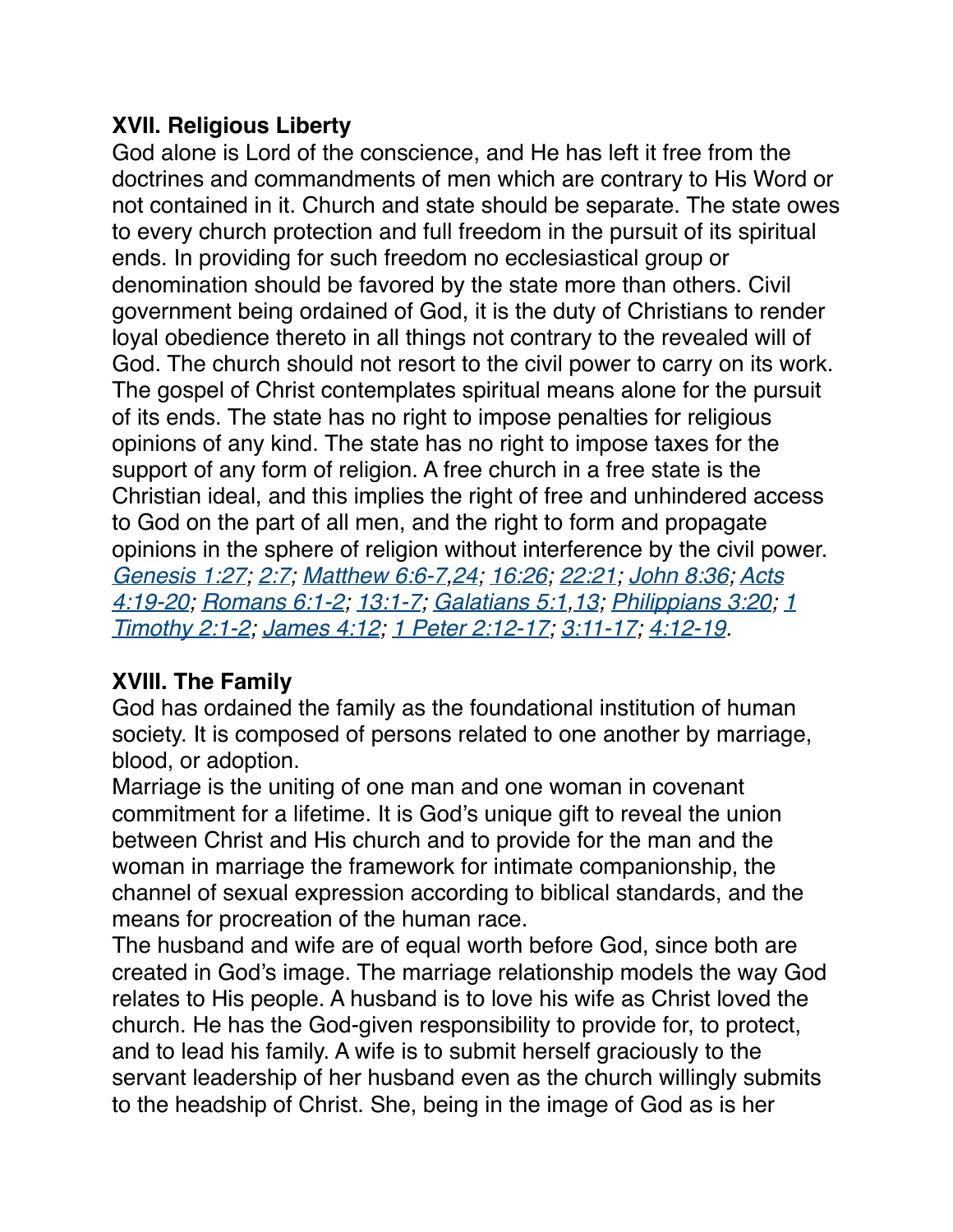**XVII. Religious Liberty**

God alone is Lord of the conscience, and He has left it free from the doctrines and commandments of men which are contrary to His Word or not contained in it. Church and state should be separate. The state owes to every church protection and full freedom in the pursuit of its spiritual ends. In providing for such freedom no ecclesiastical group or denomination should be favored by the state more than others. Civil government being ordained of God, it is the duty of Christians to render loyal obedience thereto in all things not contrary to the revealed will of God. The church should not resort to the civil power to carry on its work. The gospel of Christ contemplates spiritual means alone for the pursuit of its ends. The state has no right to impose penalties for religious opinions of any kind. The state has no right to impose taxes for the support of any form of religion. A free church in a free state is the Christian ideal, and this implies the right of free and unhindered access to God on the part of all men, and the right to form and propagate opinions in the sphere of religion without interference by the civil power. *Genesis 1:27; 2:7; Matthew 6:6-7,24; 16:26; 22:21; John 8:36; Acts 4:19-20; Romans 6:1-2; 13:1-7; Galatians 5:1,13; Philippians 3:20; 1 Timothy 2:1-2; James 4:12; 1 Peter 2:12-17; 3:11-17; 4:12-19.*

**XVIII. The Family**

God has ordained the family as the foundational institution of human society. It is composed of persons related to one another by marriage, blood, or adoption.

Marriage is the uniting of one man and one woman in covenant commitment for a lifetime. It is God's unique gift to reveal the union between Christ and His church and to provide for the man and the woman in marriage the framework for intimate companionship, the channel of sexual expression according to biblical standards, and the means for procreation of the human race.

The husband and wife are of equal worth before God, since both are created in God's image. The marriage relationship models the way God relates to His people. A husband is to love his wife as Christ loved the church. He has the God-given responsibility to provide for, to protect, and to lead his family. A wife is to submit herself graciously to the servant leadership of her husband even as the church willingly submits to the headship of Christ. She, being in the image of God as is her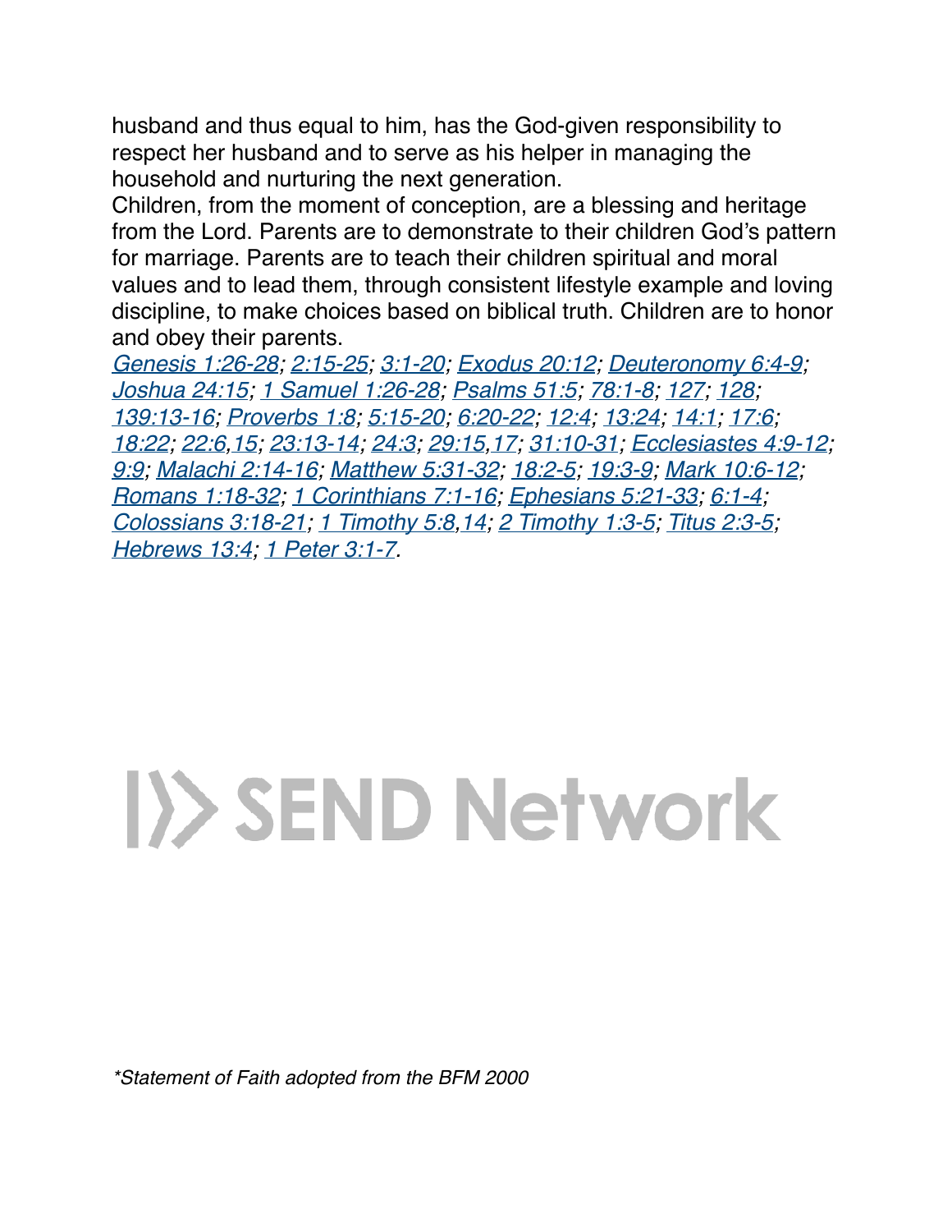husband and thus equal to him, has the God-given responsibility to respect her husband and to serve as his helper in managing the household and nurturing the next generation.

Children, from the moment of conception, are a blessing and heritage from the Lord. Parents are to demonstrate to their children God's pattern for marriage. Parents are to teach their children spiritual and moral values and to lead them, through consistent lifestyle example and loving discipline, to make choices based on biblical truth. Children are to honor and obey their parents.

*Genesis 1:26-28; 2:15-25; 3:1-20; Exodus 20:12; Deuteronomy 6:4-9; Joshua 24:15; 1 Samuel 1:26-28; Psalms 51:5; 78:1-8; 127; 128; 139:13-16; Proverbs 1:8; 5:15-20; 6:20-22; 12:4; 13:24; 14:1; 17:6; 18:22; 22:6,15; 23:13-14; 24:3; 29:15,17; 31:10-31; Ecclesiastes 4:9-12; 9:9; Malachi 2:14-16; Matthew 5:31-32; 18:2-5; 19:3-9; Mark 10:6-12; Romans 1:18-32; 1 Corinthians 7:1-16; Ephesians 5:21-33; 6:1-4; Colossians 3:18-21; 1 Timothy 5:8,14; 2 Timothy 1:3-5; Titus 2:3-5; Hebrews 13:4; 1 Peter 3:1-7.*

SEND Network

*\*Statement of Faith adopted from the BFM 2000*